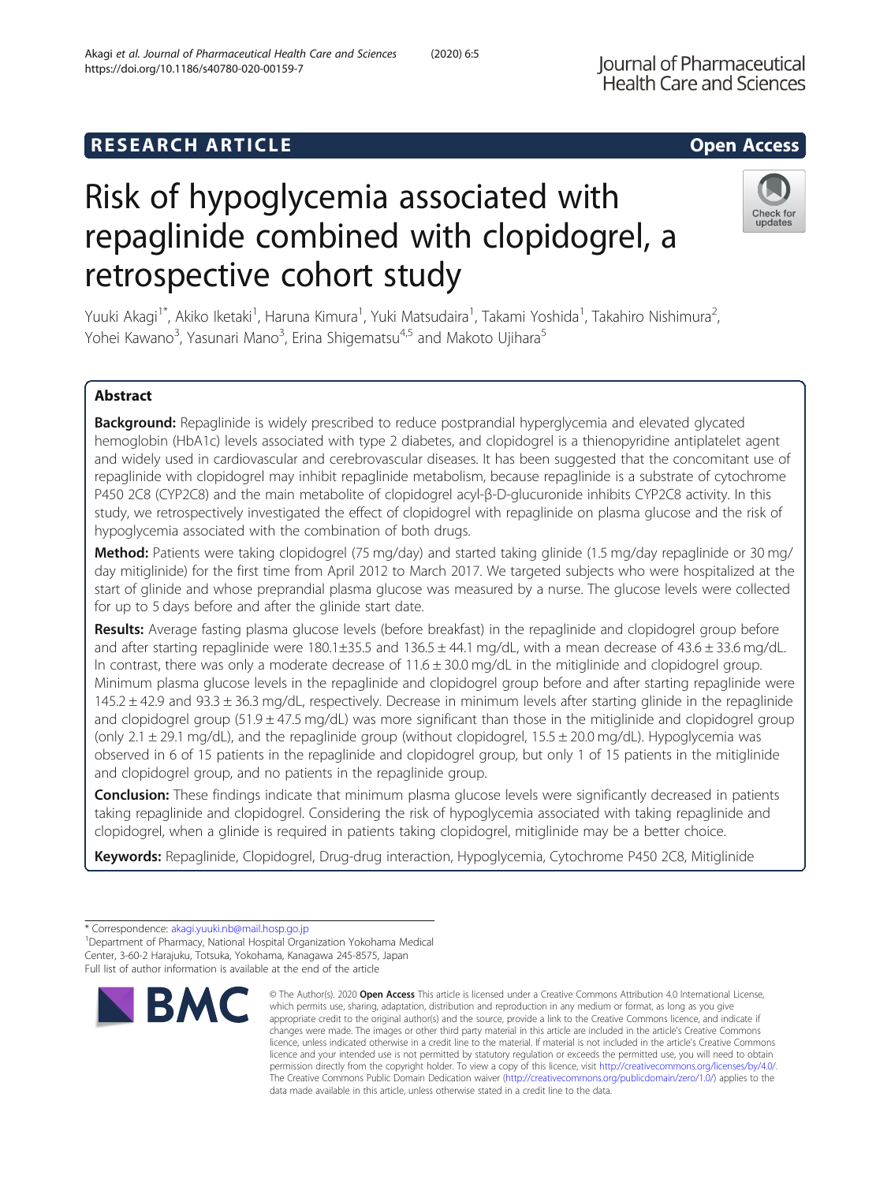RESEARCH ARTICLE

Open Access

# Risk of hypoglycemia associated with repaglinide combined with clopidogrel, a retrospective cohort study

Yuuki Akagi[1*], Akiko Iketaki[1], Haruna Kimura[1], Yuki Matsudaira[1], Takami Yoshida[1], Takahiro Nishimura[2], Yohei Kawano[3], Yasunari Mano[3], Erina Shigematsu[4,5] and Makoto Ujihara[5]

## Abstract

**Background:** Repaglinide is widely prescribed to reduce postprandial hyperglycemia and elevated glycated hemoglobin (HbA1c) levels associated with type 2 diabetes, and clopidogrel is a thienopyridine antiplatelet agent and widely used in cardiovascular and cerebrovascular diseases. It has been suggested that the concomitant use of repaglinide with clopidogrel may inhibit repaglinide metabolism, because repaglinide is a substrate of cytochrome P450 2C8 (CYP2C8) and the main metabolite of clopidogrel acyl-β-D-glucuronide inhibits CYP2C8 activity. In this study, we retrospectively investigated the effect of clopidogrel with repaglinide on plasma glucose and the risk of hypoglycemia associated with the combination of both drugs.

**Method:** Patients were taking clopidogrel (75 mg/day) and started taking glinide (1.5 mg/day repaglinide or 30 mg/day mitiglinide) for the first time from April 2012 to March 2017. We targeted subjects who were hospitalized at the start of glinide and whose preprandial plasma glucose was measured by a nurse. The glucose levels were collected for up to 5 days before and after the glinide start date.

**Results:** Average fasting plasma glucose levels (before breakfast) in the repaglinide and clopidogrel group before and after starting repaglinide were 180.1±35.5 and 136.5 ± 44.1 mg/dL, with a mean decrease of 43.6 ± 33.6 mg/dL. In contrast, there was only a moderate decrease of 11.6 ± 30.0 mg/dL in the mitiglinide and clopidogrel group. Minimum plasma glucose levels in the repaglinide and clopidogrel group before and after starting repaglinide were 145.2 ± 42.9 and 93.3 ± 36.3 mg/dL, respectively. Decrease in minimum levels after starting glinide in the repaglinide and clopidogrel group (51.9 ± 47.5 mg/dL) was more significant than those in the mitiglinide and clopidogrel group (only 2.1 ± 29.1 mg/dL), and the repaglinide group (without clopidogrel, 15.5 ± 20.0 mg/dL). Hypoglycemia was observed in 6 of 15 patients in the repaglinide and clopidogrel group, but only 1 of 15 patients in the mitiglinide and clopidogrel group, and no patients in the repaglinide group.

**Conclusion:** These findings indicate that minimum plasma glucose levels were significantly decreased in patients taking repaglinide and clopidogrel. Considering the risk of hypoglycemia associated with taking repaglinide and clopidogrel, when a glinide is required in patients taking clopidogrel, mitiglinide may be a better choice.

**Keywords:** Repaglinide, Clopidogrel, Drug-drug interaction, Hypoglycemia, Cytochrome P450 2C8, Mitiglinide

\* Correspondence: akagi.yuuki.nb@mail.hosp.go.jp
[1]Department of Pharmacy, National Hospital Organization Yokohama Medical Center, 3-60-2 Harajuku, Totsuka, Yokohama, Kanagawa 245-8575, Japan
Full list of author information is available at the end of the article

© The Author(s). 2020 **Open Access** This article is licensed under a Creative Commons Attribution 4.0 International License, which permits use, sharing, adaptation, distribution and reproduction in any medium or format, as long as you give appropriate credit to the original author(s) and the source, provide a link to the Creative Commons licence, and indicate if changes were made. The images or other third party material in this article are included in the article's Creative Commons licence, unless indicated otherwise in a credit line to the material. If material is not included in the article's Creative Commons licence and your intended use is not permitted by statutory regulation or exceeds the permitted use, you will need to obtain permission directly from the copyright holder. To view a copy of this licence, visit http://creativecommons.org/licenses/by/4.0/. The Creative Commons Public Domain Dedication waiver (http://creativecommons.org/publicdomain/zero/1.0/) applies to the data made available in this article, unless otherwise stated in a credit line to the data.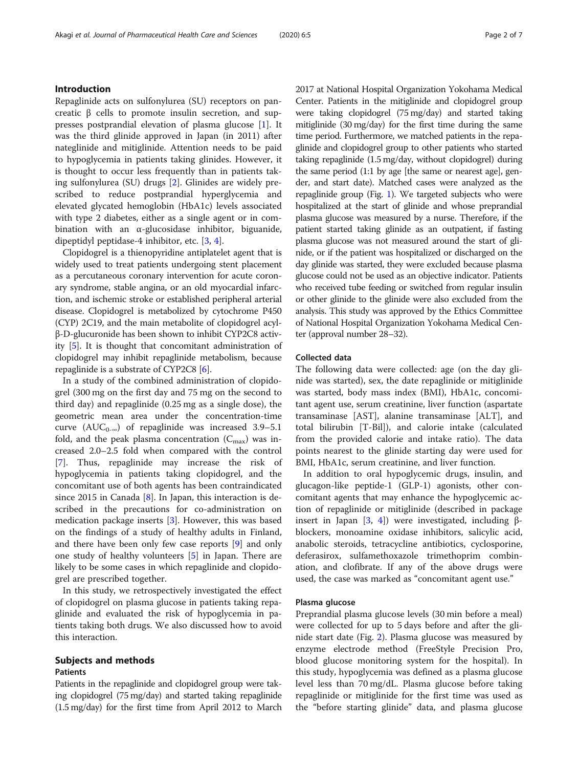## Introduction

Repaglinide acts on sulfonylurea (SU) receptors on pancreatic β cells to promote insulin secretion, and suppresses postprandial elevation of plasma glucose [1]. It was the third glinide approved in Japan (in 2011) after nateglinide and mitiglinide. Attention needs to be paid to hypoglycemia in patients taking glinides. However, it is thought to occur less frequently than in patients taking sulfonylurea (SU) drugs [2]. Glinides are widely prescribed to reduce postprandial hyperglycemia and elevated glycated hemoglobin (HbA1c) levels associated with type 2 diabetes, either as a single agent or in combination with an α-glucosidase inhibitor, biguanide, dipeptidyl peptidase-4 inhibitor, etc. [3, 4].

Clopidogrel is a thienopyridine antiplatelet agent that is widely used to treat patients undergoing stent placement as a percutaneous coronary intervention for acute coronary syndrome, stable angina, or an old myocardial infarction, and ischemic stroke or established peripheral arterial disease. Clopidogrel is metabolized by cytochrome P450 (CYP) 2C19, and the main metabolite of clopidogrel acyl-β-D-glucuronide has been shown to inhibit CYP2C8 activity [5]. It is thought that concomitant administration of clopidogrel may inhibit repaglinide metabolism, because repaglinide is a substrate of CYP2C8 [6].

In a study of the combined administration of clopidogrel (300 mg on the first day and 75 mg on the second to third day) and repaglinide (0.25 mg as a single dose), the geometric mean area under the concentration-time curve ($AUC_{0-\infty}$) of repaglinide was increased 3.9–5.1 fold, and the peak plasma concentration ($C_{max}$) was increased 2.0–2.5 fold when compared with the control [7]. Thus, repaglinide may increase the risk of hypoglycemia in patients taking clopidogrel, and the concomitant use of both agents has been contraindicated since 2015 in Canada [8]. In Japan, this interaction is described in the precautions for co-administration on medication package inserts [3]. However, this was based on the findings of a study of healthy adults in Finland, and there have been only few case reports [9] and only one study of healthy volunteers [5] in Japan. There are likely to be some cases in which repaglinide and clopidogrel are prescribed together.

In this study, we retrospectively investigated the effect of clopidogrel on plasma glucose in patients taking repaglinide and evaluated the risk of hypoglycemia in patients taking both drugs. We also discussed how to avoid this interaction.

## Subjects and methods

### Patients

Patients in the repaglinide and clopidogrel group were taking clopidogrel (75 mg/day) and started taking repaglinide (1.5 mg/day) for the first time from April 2012 to March 2017 at National Hospital Organization Yokohama Medical Center. Patients in the mitiglinide and clopidogrel group were taking clopidogrel (75 mg/day) and started taking mitiglinide (30 mg/day) for the first time during the same time period. Furthermore, we matched patients in the repaglinide and clopidogrel group to other patients who started taking repaglinide (1.5 mg/day, without clopidogrel) during the same period (1:1 by age [the same or nearest age], gender, and start date). Matched cases were analyzed as the repaglinide group (Fig. 1). We targeted subjects who were hospitalized at the start of glinide and whose preprandial plasma glucose was measured by a nurse. Therefore, if the patient started taking glinide as an outpatient, if fasting plasma glucose was not measured around the start of glinide, or if the patient was hospitalized or discharged on the day glinide was started, they were excluded because plasma glucose could not be used as an objective indicator. Patients who received tube feeding or switched from regular insulin or other glinide to the glinide were also excluded from the analysis. This study was approved by the Ethics Committee of National Hospital Organization Yokohama Medical Center (approval number 28–32).

### Collected data

The following data were collected: age (on the day glinide was started), sex, the date repaglinide or mitiglinide was started, body mass index (BMI), HbA1c, concomitant agent use, serum creatinine, liver function (aspartate transaminase [AST], alanine transaminase [ALT], and total bilirubin [T-Bil]), and calorie intake (calculated from the provided calorie and intake ratio). The data points nearest to the glinide starting day were used for BMI, HbA1c, serum creatinine, and liver function.

In addition to oral hypoglycemic drugs, insulin, and glucagon-like peptide-1 (GLP-1) agonists, other concomitant agents that may enhance the hypoglycemic action of repaglinide or mitiglinide (described in package insert in Japan [3, 4]) were investigated, including β-blockers, monoamine oxidase inhibitors, salicylic acid, anabolic steroids, tetracycline antibiotics, cyclosporine, deferasirox, sulfamethoxazole trimethoprim combination, and clofibrate. If any of the above drugs were used, the case was marked as "concomitant agent use."

### Plasma glucose

Preprandial plasma glucose levels (30 min before a meal) were collected for up to 5 days before and after the glinide start date (Fig. 2). Plasma glucose was measured by enzyme electrode method (FreeStyle Precision Pro, blood glucose monitoring system for the hospital). In this study, hypoglycemia was defined as a plasma glucose level less than 70 mg/dL. Plasma glucose before taking repaglinide or mitiglinide for the first time was used as the "before starting glinide" data, and plasma glucose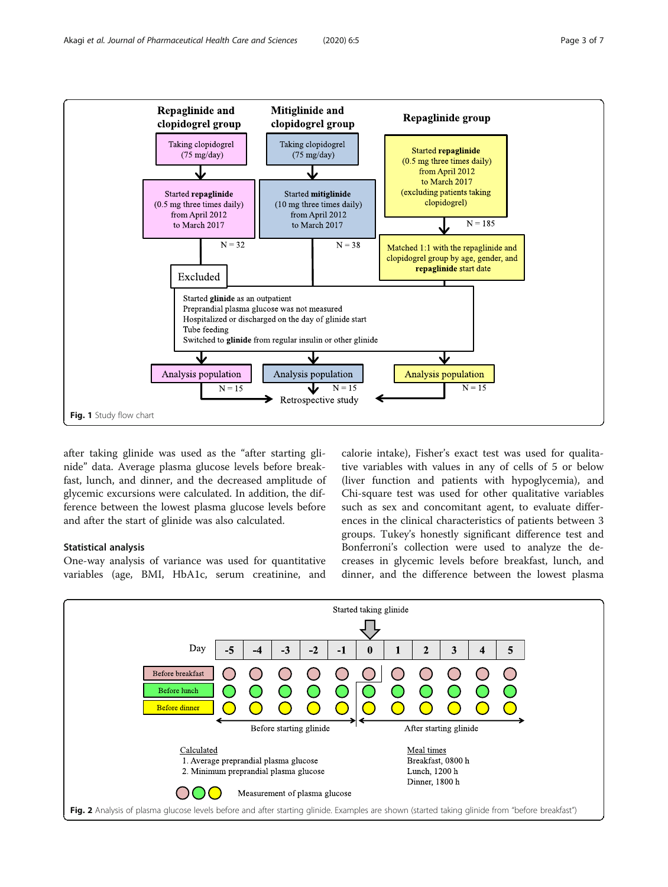Fig. 1 Study flow chart

after taking glinide was used as the "after starting glinide" data. Average plasma glucose levels before breakfast, lunch, and dinner, and the decreased amplitude of glycemic excursions were calculated. In addition, the difference between the lowest plasma glucose levels before and after the start of glinide was also calculated.

### Statistical analysis

One-way analysis of variance was used for quantitative variables (age, BMI, HbA1c, serum creatinine, and calorie intake), Fisher's exact test was used for qualitative variables with values in any of cells of 5 or below (liver function and patients with hypoglycemia), and Chi-square test was used for other qualitative variables such as sex and concomitant agent, to evaluate differences in the clinical characteristics of patients between 3 groups. Tukey's honestly significant difference test and Bonferroni's collection were used to analyze the decreases in glycemic levels before breakfast, lunch, and dinner, and the difference between the lowest plasma

Fig. 2 Analysis of plasma glucose levels before and after starting glinide. Examples are shown (started taking glinide from "before breakfast")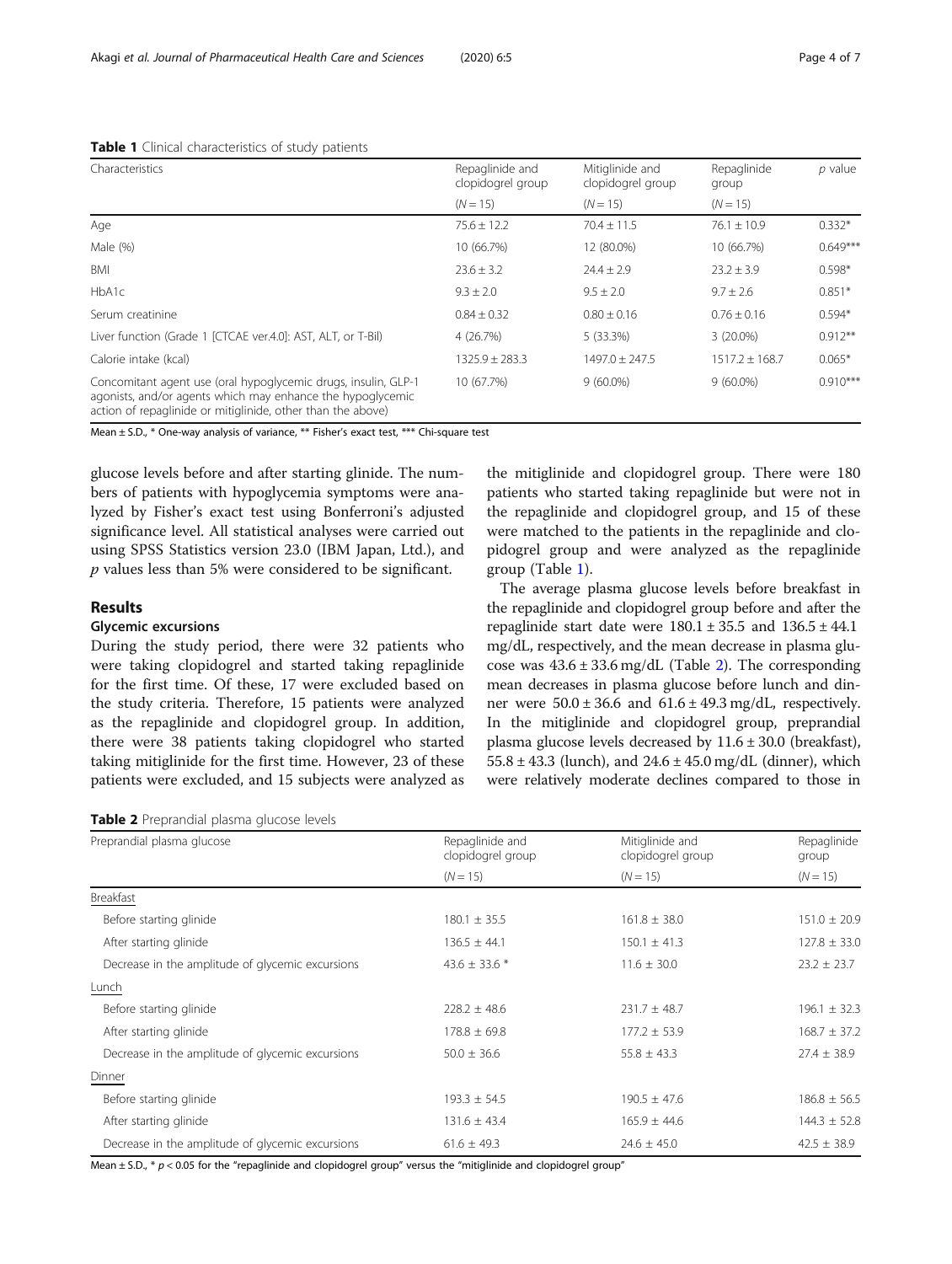**Table 1** Clinical characteristics of study patients

| Characteristics | Repaglinide and clopidogrel group | Mitiglinide and clopidogrel group | Repaglinide group | $p$ value |
|---|---|---|---|---|
| | ($N = 15$) | ($N = 15$) | ($N = 15$) | |
| Age | 75.6 ± 12.2 | 70.4 ± 11.5 | 76.1 ± 10.9 | 0.332* |
| Male (%) | 10 (66.7%) | 12 (80.0%) | 10 (66.7%) | 0.649*** |
| BMI | 23.6 ± 3.2 | 24.4 ± 2.9 | 23.2 ± 3.9 | 0.598* |
| HbA1c | 9.3 ± 2.0 | 9.5 ± 2.0 | 9.7 ± 2.6 | 0.851* |
| Serum creatinine | 0.84 ± 0.32 | 0.80 ± 0.16 | 0.76 ± 0.16 | 0.594* |
| Liver function (Grade 1 [CTCAE ver.4.0]: AST, ALT, or T-Bil) | 4 (26.7%) | 5 (33.3%) | 3 (20.0%) | 0.912** |
| Calorie intake (kcal) | 1325.9 ± 283.3 | 1497.0 ± 247.5 | 1517.2 ± 168.7 | 0.065* |
| Concomitant agent use (oral hypoglycemic drugs, insulin, GLP-1 agonists, and/or agents which may enhance the hypoglycemic action of repaglinide or mitiglinide, other than the above) | 10 (67.7%) | 9 (60.0%) | 9 (60.0%) | 0.910*** |

Mean ± S.D., * One-way analysis of variance, ** Fisher's exact test, *** Chi-square test

glucose levels before and after starting glinide. The numbers of patients with hypoglycemia symptoms were analyzed by Fisher's exact test using Bonferroni's adjusted significance level. All statistical analyses were carried out using SPSS Statistics version 23.0 (IBM Japan, Ltd.), and $p$ values less than 5% were considered to be significant.

## Results

### Glycemic excursions

During the study period, there were 32 patients who were taking clopidogrel and started taking repaglinide for the first time. Of these, 17 were excluded based on the study criteria. Therefore, 15 patients were analyzed as the repaglinide and clopidogrel group. In addition, there were 38 patients taking clopidogrel who started taking mitiglinide for the first time. However, 23 of these patients were excluded, and 15 subjects were analyzed as the mitiglinide and clopidogrel group. There were 180 patients who started taking repaglinide but were not in the repaglinide and clopidogrel group, and 15 of these were matched to the patients in the repaglinide and clopidogrel group and were analyzed as the repaglinide group (Table 1).

The average plasma glucose levels before breakfast in the repaglinide and clopidogrel group before and after the repaglinide start date were 180.1 ± 35.5 and 136.5 ± 44.1 mg/dL, respectively, and the mean decrease in plasma glucose was 43.6 ± 33.6 mg/dL (Table 2). The corresponding mean decreases in plasma glucose before lunch and dinner were 50.0 ± 36.6 and 61.6 ± 49.3 mg/dL, respectively. In the mitiglinide and clopidogrel group, preprandial plasma glucose levels decreased by 11.6 ± 30.0 (breakfast), 55.8 ± 43.3 (lunch), and 24.6 ± 45.0 mg/dL (dinner), which were relatively moderate declines compared to those in

**Table 2** Preprandial plasma glucose levels

| Preprandial plasma glucose | Repaglinide and clopidogrel group | Mitiglinide and clopidogrel group | Repaglinide group |
|---|---|---|---|
| | ($N = 15$) | ($N = 15$) | ($N = 15$) |
| Breakfast | | | |
| Before starting glinide | 180.1 ± 35.5 | 161.8 ± 38.0 | 151.0 ± 20.9 |
| After starting glinide | 136.5 ± 44.1 | 150.1 ± 41.3 | 127.8 ± 33.0 |
| Decrease in the amplitude of glycemic excursions | 43.6 ± 33.6 * | 11.6 ± 30.0 | 23.2 ± 23.7 |
| Lunch | | | |
| Before starting glinide | 228.2 ± 48.6 | 231.7 ± 48.7 | 196.1 ± 32.3 |
| After starting glinide | 178.8 ± 69.8 | 177.2 ± 53.9 | 168.7 ± 37.2 |
| Decrease in the amplitude of glycemic excursions | 50.0 ± 36.6 | 55.8 ± 43.3 | 27.4 ± 38.9 |
| Dinner | | | |
| Before starting glinide | 193.3 ± 54.5 | 190.5 ± 47.6 | 186.8 ± 56.5 |
| After starting glinide | 131.6 ± 43.4 | 165.9 ± 44.6 | 144.3 ± 52.8 |
| Decrease in the amplitude of glycemic excursions | 61.6 ± 49.3 | 24.6 ± 45.0 | 42.5 ± 38.9 |

Mean ± S.D., * $p < 0.05$ for the "repaglinide and clopidogrel group" versus the "mitiglinide and clopidogrel group"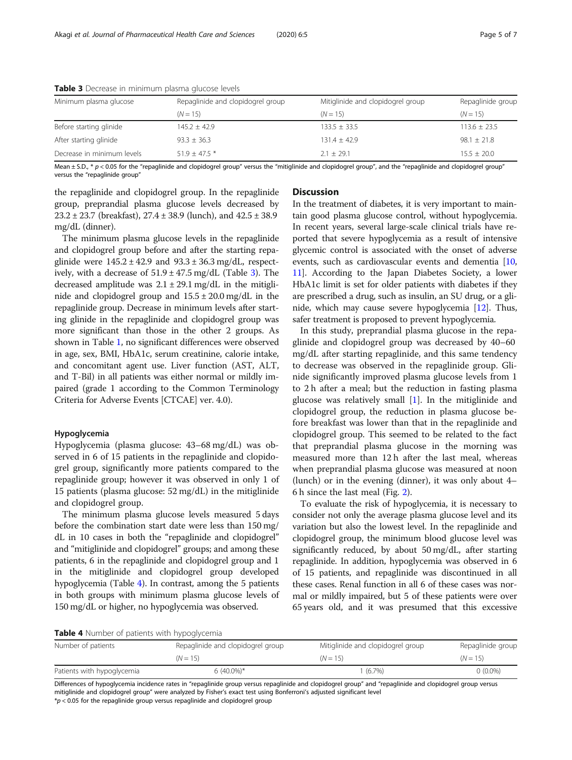**Table 3** Decrease in minimum plasma glucose levels

| Minimum plasma glucose | Repaglinide and clopidogrel group | Mitiglinide and clopidogrel group | Repaglinide group |
|---|---|---|---|
| | (N = 15) | (N = 15) | (N = 15) |
| Before starting glinide | 145.2 ± 42.9 | 133.5 ± 33.5 | 113.6 ± 23.5 |
| After starting glinide | 93.3 ± 36.3 | 131.4 ± 42.9 | 98.1 ± 21.8 |
| Decrease in minimum levels | 51.9 ± 47.5 * | 2.1 ± 29.1 | 15.5 ± 20.0 |

Mean ± S.D., * $p < 0.05$ for the "repaglinide and clopidogrel group" versus the "mitiglinide and clopidogrel group", and the "repaglinide and clopidogrel group" versus the "repaglinide group"

the repaglinide and clopidogrel group. In the repaglinide group, preprandial plasma glucose levels decreased by 23.2 ± 23.7 (breakfast), 27.4 ± 38.9 (lunch), and 42.5 ± 38.9 mg/dL (dinner).

The minimum plasma glucose levels in the repaglinide and clopidogrel group before and after the starting repaglinide were 145.2 ± 42.9 and 93.3 ± 36.3 mg/dL, respectively, with a decrease of 51.9 ± 47.5 mg/dL (Table 3). The decreased amplitude was 2.1 ± 29.1 mg/dL in the mitiglinide and clopidogrel group and 15.5 ± 20.0 mg/dL in the repaglinide group. Decrease in minimum levels after starting glinide in the repaglinide and clopidogrel group was more significant than those in the other 2 groups. As shown in Table 1, no significant differences were observed in age, sex, BMI, HbA1c, serum creatinine, calorie intake, and concomitant agent use. Liver function (AST, ALT, and T-Bil) in all patients was either normal or mildly impaired (grade 1 according to the Common Terminology Criteria for Adverse Events [CTCAE] ver. 4.0).

### Hypoglycemia

Hypoglycemia (plasma glucose: 43–68 mg/dL) was observed in 6 of 15 patients in the repaglinide and clopidogrel group, significantly more patients compared to the repaglinide group; however it was observed in only 1 of 15 patients (plasma glucose: 52 mg/dL) in the mitiglinide and clopidogrel group.

The minimum plasma glucose levels measured 5 days before the combination start date were less than 150 mg/dL in 10 cases in both the "repaglinide and clopidogrel" and "mitiglinide and clopidogrel" groups; and among these patients, 6 in the repaglinide and clopidogrel group and 1 in the mitiglinide and clopidogrel group developed hypoglycemia (Table 4). In contrast, among the 5 patients in both groups with minimum plasma glucose levels of 150 mg/dL or higher, no hypoglycemia was observed.

## Discussion

In the treatment of diabetes, it is very important to maintain good plasma glucose control, without hypoglycemia. In recent years, several large-scale clinical trials have reported that severe hypoglycemia as a result of intensive glycemic control is associated with the onset of adverse events, such as cardiovascular events and dementia [10, 11]. According to the Japan Diabetes Society, a lower HbA1c limit is set for older patients with diabetes if they are prescribed a drug, such as insulin, an SU drug, or a glinide, which may cause severe hypoglycemia [12]. Thus, safer treatment is proposed to prevent hypoglycemia.

In this study, preprandial plasma glucose in the repaglinide and clopidogrel group was decreased by 40–60 mg/dL after starting repaglinide, and this same tendency to decrease was observed in the repaglinide group. Glinide significantly improved plasma glucose levels from 1 to 2 h after a meal; but the reduction in fasting plasma glucose was relatively small [1]. In the mitiglinide and clopidogrel group, the reduction in plasma glucose before breakfast was lower than that in the repaglinide and clopidogrel group. This seemed to be related to the fact that preprandial plasma glucose in the morning was measured more than 12 h after the last meal, whereas when preprandial plasma glucose was measured at noon (lunch) or in the evening (dinner), it was only about 4–6 h since the last meal (Fig. 2).

To evaluate the risk of hypoglycemia, it is necessary to consider not only the average plasma glucose level and its variation but also the lowest level. In the repaglinide and clopidogrel group, the minimum blood glucose level was significantly reduced, by about 50 mg/dL, after starting repaglinide. In addition, hypoglycemia was observed in 6 of 15 patients, and repaglinide was discontinued in all these cases. Renal function in all 6 of these cases was normal or mildly impaired, but 5 of these patients were over 65 years old, and it was presumed that this excessive

**Table 4** Number of patients with hypoglycemia

| Number of patients | Repaglinide and clopidogrel group | Mitiglinide and clopidogrel group | Repaglinide group |
|---|---|---|---|
| | (N = 15) | (N = 15) | (N = 15) |
| Patients with hypoglycemia | 6 (40.0%)* | 1 (6.7%) | 0 (0.0%) |

Differences of hypoglycemia incidence rates in "repaglinide group versus repaglinide and clopidogrel group" and "repaglinide and clopidogrel group versus mitiglinide and clopidogrel group" were analyzed by Fisher's exact test using Bonferroni's adjusted significant level

*$p < 0.05$ for the repaglinide group versus repaglinide and clopidogrel group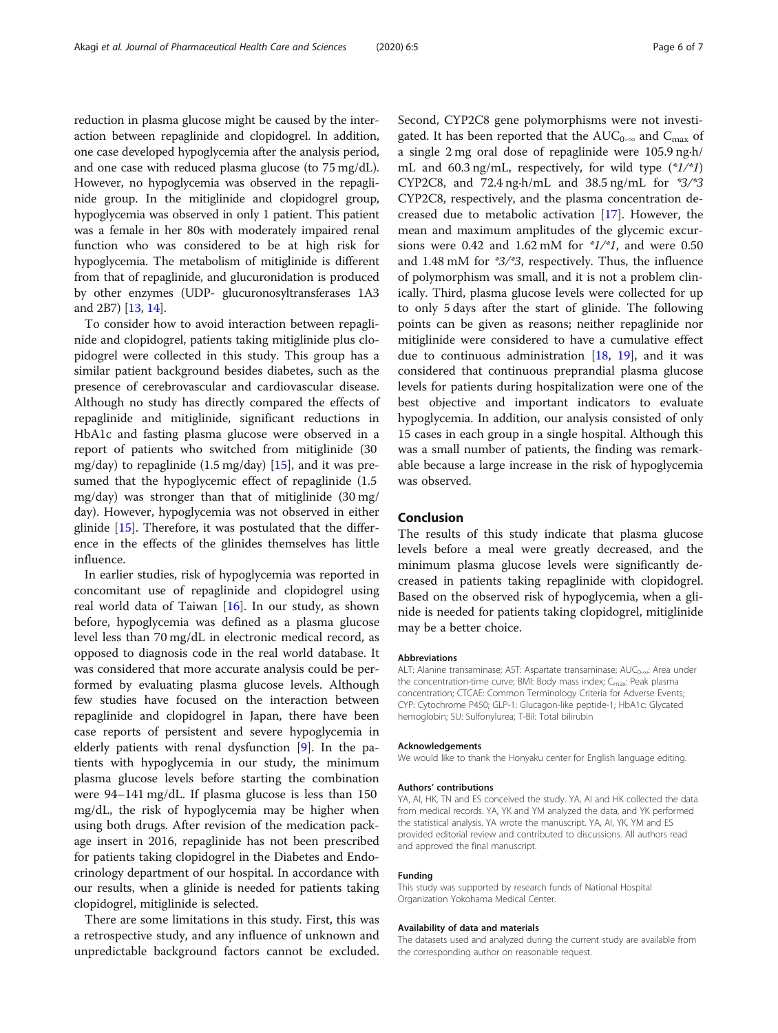reduction in plasma glucose might be caused by the interaction between repaglinide and clopidogrel. In addition, one case developed hypoglycemia after the analysis period, and one case with reduced plasma glucose (to 75 mg/dL). However, no hypoglycemia was observed in the repaglinide group. In the mitiglinide and clopidogrel group, hypoglycemia was observed in only 1 patient. This patient was a female in her 80s with moderately impaired renal function who was considered to be at high risk for hypoglycemia. The metabolism of mitiglinide is different from that of repaglinide, and glucuronidation is produced by other enzymes (UDP- glucuronosyltransferases 1A3 and 2B7) [13, 14].

To consider how to avoid interaction between repaglinide and clopidogrel, patients taking mitiglinide plus clopidogrel were collected in this study. This group has a similar patient background besides diabetes, such as the presence of cerebrovascular and cardiovascular disease. Although no study has directly compared the effects of repaglinide and mitiglinide, significant reductions in HbA1c and fasting plasma glucose were observed in a report of patients who switched from mitiglinide (30 mg/day) to repaglinide (1.5 mg/day) [15], and it was presumed that the hypoglycemic effect of repaglinide (1.5 mg/day) was stronger than that of mitiglinide (30 mg/day). However, hypoglycemia was not observed in either glinide [15]. Therefore, it was postulated that the difference in the effects of the glinides themselves has little influence.

In earlier studies, risk of hypoglycemia was reported in concomitant use of repaglinide and clopidogrel using real world data of Taiwan [16]. In our study, as shown before, hypoglycemia was defined as a plasma glucose level less than 70 mg/dL in electronic medical record, as opposed to diagnosis code in the real world database. It was considered that more accurate analysis could be performed by evaluating plasma glucose levels. Although few studies have focused on the interaction between repaglinide and clopidogrel in Japan, there have been case reports of persistent and severe hypoglycemia in elderly patients with renal dysfunction [9]. In the patients with hypoglycemia in our study, the minimum plasma glucose levels before starting the combination were 94–141 mg/dL. If plasma glucose is less than 150 mg/dL, the risk of hypoglycemia may be higher when using both drugs. After revision of the medication package insert in 2016, repaglinide has not been prescribed for patients taking clopidogrel in the Diabetes and Endocrinology department of our hospital. In accordance with our results, when a glinide is needed for patients taking clopidogrel, mitiglinide is selected.

There are some limitations in this study. First, this was a retrospective study, and any influence of unknown and unpredictable background factors cannot be excluded. Second, CYP2C8 gene polymorphisms were not investigated. It has been reported that the $AUC_{0-\infty}$ and $C_{max}$ of a single 2 mg oral dose of repaglinide were 105.9 ng·h/mL and 60.3 ng/mL, respectively, for wild type (*\*1/\*1*) CYP2C8, and 72.4 ng·h/mL and 38.5 ng/mL for *\*3/\*3* CYP2C8, respectively, and the plasma concentration decreased due to metabolic activation [17]. However, the mean and maximum amplitudes of the glycemic excursions were 0.42 and 1.62 mM for *\*1/\*1*, and were 0.50 and 1.48 mM for *\*3/\*3*, respectively. Thus, the influence of polymorphism was small, and it is not a problem clinically. Third, plasma glucose levels were collected for up to only 5 days after the start of glinide. The following points can be given as reasons; neither repaglinide nor mitiglinide were considered to have a cumulative effect due to continuous administration [18, 19], and it was considered that continuous preprandial plasma glucose levels for patients during hospitalization were one of the best objective and important indicators to evaluate hypoglycemia. In addition, our analysis consisted of only 15 cases in each group in a single hospital. Although this was a small number of patients, the finding was remarkable because a large increase in the risk of hypoglycemia was observed.

## Conclusion

The results of this study indicate that plasma glucose levels before a meal were greatly decreased, and the minimum plasma glucose levels were significantly decreased in patients taking repaglinide with clopidogrel. Based on the observed risk of hypoglycemia, when a glinide is needed for patients taking clopidogrel, mitiglinide may be a better choice.

#### Abbreviations

ALT: Alanine transaminase; AST: Aspartate transaminase; $AUC_{0-\infty}$: Area under the concentration-time curve; BMI: Body mass index; $C_{max}$: Peak plasma concentration; CTCAE: Common Terminology Criteria for Adverse Events; CYP: Cytochrome P450; GLP-1: Glucagon-like peptide-1; HbA1c: Glycated hemoglobin; SU: Sulfonylurea; T-Bil: Total bilirubin

#### Acknowledgements

We would like to thank the Honyaku center for English language editing.

#### Authors' contributions

YA, AI, HK, TN and ES conceived the study. YA, AI and HK collected the data from medical records. YA, YK and YM analyzed the data, and YK performed the statistical analysis. YA wrote the manuscript. YA, AI, YK, YM and ES provided editorial review and contributed to discussions. All authors read and approved the final manuscript.

#### Funding

This study was supported by research funds of National Hospital Organization Yokohama Medical Center.

#### Availability of data and materials

The datasets used and analyzed during the current study are available from the corresponding author on reasonable request.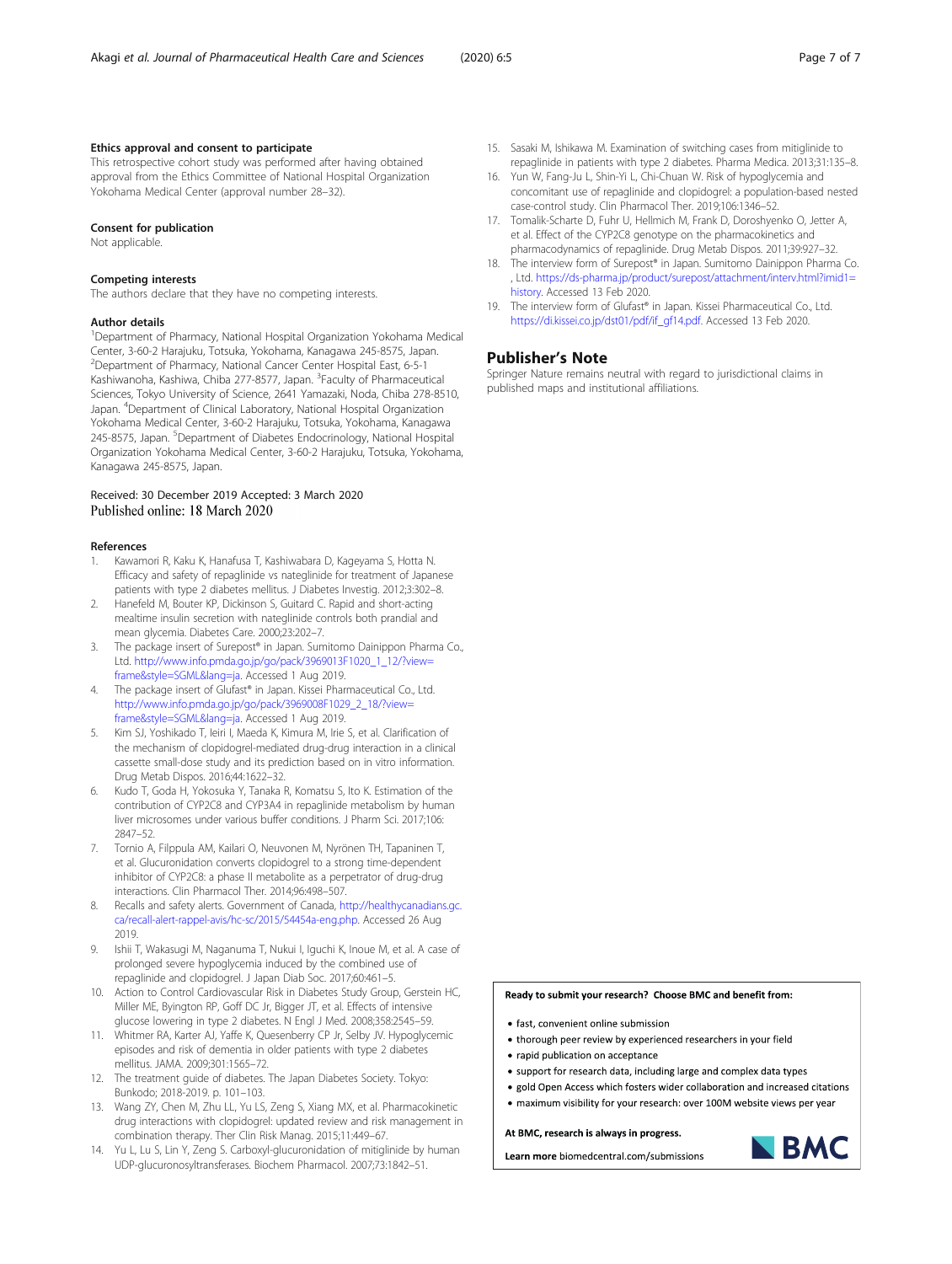### Ethics approval and consent to participate

This retrospective cohort study was performed after having obtained approval from the Ethics Committee of National Hospital Organization Yokohama Medical Center (approval number 28–32).

### Consent for publication

Not applicable.

### Competing interests

The authors declare that they have no competing interests.

### Author details

[1]Department of Pharmacy, National Hospital Organization Yokohama Medical Center, 3-60-2 Harajuku, Totsuka, Yokohama, Kanagawa 245-8575, Japan. [2]Department of Pharmacy, National Cancer Center Hospital East, 6-5-1 Kashiwanoha, Kashiwa, Chiba 277-8577, Japan. [3]Faculty of Pharmaceutical Sciences, Tokyo University of Science, 2641 Yamazaki, Noda, Chiba 278-8510, Japan. [4]Department of Clinical Laboratory, National Hospital Organization Yokohama Medical Center, 3-60-2 Harajuku, Totsuka, Yokohama, Kanagawa 245-8575, Japan. [5]Department of Diabetes Endocrinology, National Hospital Organization Yokohama Medical Center, 3-60-2 Harajuku, Totsuka, Yokohama, Kanagawa 245-8575, Japan.

Received: 30 December 2019 Accepted: 3 March 2020
Published online: 18 March 2020

### References

1. Kawamori R, Kaku K, Hanafusa T, Kashiwabara D, Kageyama S, Hotta N. Efficacy and safety of repaglinide vs nateglinide for treatment of Japanese patients with type 2 diabetes mellitus. J Diabetes Investig. 2012;3:302–8.
2. Hanefeld M, Bouter KP, Dickinson S, Guitard C. Rapid and short-acting mealtime insulin secretion with nateglinide controls both prandial and mean glycemia. Diabetes Care. 2000;23:202–7.
3. The package insert of Surepost® in Japan. Sumitomo Dainippon Pharma Co., Ltd. http://www.info.pmda.go.jp/go/pack/3969013F1020_1_12/?view=frame&style=SGML&lang=ja. Accessed 1 Aug 2019.
4. The package insert of Glufast® in Japan. Kissei Pharmaceutical Co., Ltd. http://www.info.pmda.go.jp/go/pack/3969008F1029_2_18/?view=frame&style=SGML&lang=ja. Accessed 1 Aug 2019.
5. Kim SJ, Yoshikado T, Ieiri I, Maeda K, Kimura M, Irie S, et al. Clarification of the mechanism of clopidogrel-mediated drug-drug interaction in a clinical cassette small-dose study and its prediction based on in vitro information. Drug Metab Dispos. 2016;44:1622–32.
6. Kudo T, Goda H, Yokosuka Y, Tanaka R, Komatsu S, Ito K. Estimation of the contribution of CYP2C8 and CYP3A4 in repaglinide metabolism by human liver microsomes under various buffer conditions. J Pharm Sci. 2017;106:2847–52.
7. Tornio A, Filppula AM, Kailari O, Neuvonen M, Nyrönen TH, Tapaninen T, et al. Glucuronidation converts clopidogrel to a strong time-dependent inhibitor of CYP2C8: a phase II metabolite as a perpetrator of drug-drug interactions. Clin Pharmacol Ther. 2014;96:498–507.
8. Recalls and safety alerts. Government of Canada, http://healthycanadians.gc.ca/recall-alert-rappel-avis/hc-sc/2015/54454a-eng.php. Accessed 26 Aug 2019.
9. Ishii T, Wakasugi M, Naganuma T, Nukui I, Iguchi K, Inoue M, et al. A case of prolonged severe hypoglycemia induced by the combined use of repaglinide and clopidogrel. J Japan Diab Soc. 2017;60:461–5.
10. Action to Control Cardiovascular Risk in Diabetes Study Group, Gerstein HC, Miller ME, Byington RP, Goff DC Jr, Bigger JT, et al. Effects of intensive glucose lowering in type 2 diabetes. N Engl J Med. 2008;358:2545–59.
11. Whitmer RA, Karter AJ, Yaffe K, Quesenberry CP Jr, Selby JV. Hypoglycemic episodes and risk of dementia in older patients with type 2 diabetes mellitus. JAMA. 2009;301:1565–72.
12. The treatment guide of diabetes. The Japan Diabetes Society. Tokyo: Bunkodo; 2018-2019. p. 101–103.
13. Wang ZY, Chen M, Zhu LL, Yu LS, Zeng S, Xiang MX, et al. Pharmacokinetic drug interactions with clopidogrel: updated review and risk management in combination therapy. Ther Clin Risk Manag. 2015;11:449–67.
14. Yu L, Lu S, Lin Y, Zeng S. Carboxyl-glucuronidation of mitiglinide by human UDP-glucuronosyltransferases. Biochem Pharmacol. 2007;73:1842–51.
15. Sasaki M, Ishikawa M. Examination of switching cases from mitiglinide to repaglinide in patients with type 2 diabetes. Pharma Medica. 2013;31:135–8.
16. Yun W, Fang-Ju L, Shin-Yi L, Chi-Chuan W. Risk of hypoglycemia and concomitant use of repaglinide and clopidogrel: a population-based nested case-control study. Clin Pharmacol Ther. 2019;106:1346–52.
17. Tomalik-Scharte D, Fuhr U, Hellmich M, Frank D, Doroshyenko O, Jetter A, et al. Effect of the CYP2C8 genotype on the pharmacokinetics and pharmacodynamics of repaglinide. Drug Metab Dispos. 2011;39:927–32.
18. The interview form of Surepost® in Japan. Sumitomo Dainippon Pharma Co., Ltd. https://ds-pharma.jp/product/surepost/attachment/interv.html?imid1=history. Accessed 13 Feb 2020.
19. The interview form of Glufast® in Japan. Kissei Pharmaceutical Co., Ltd. https://di.kissei.co.jp/dst01/pdf/if_gf14.pdf. Accessed 13 Feb 2020.

## Publisher's Note

Springer Nature remains neutral with regard to jurisdictional claims in published maps and institutional affiliations.

**Ready to submit your research? Choose BMC and benefit from:**

- fast, convenient online submission
- thorough peer review by experienced researchers in your field
- rapid publication on acceptance
- support for research data, including large and complex data types
- gold Open Access which fosters wider collaboration and increased citations
- maximum visibility for your research: over 100M website views per year

**At BMC, research is always in progress.**

**Learn more** biomedcentral.com/submissions

BMC